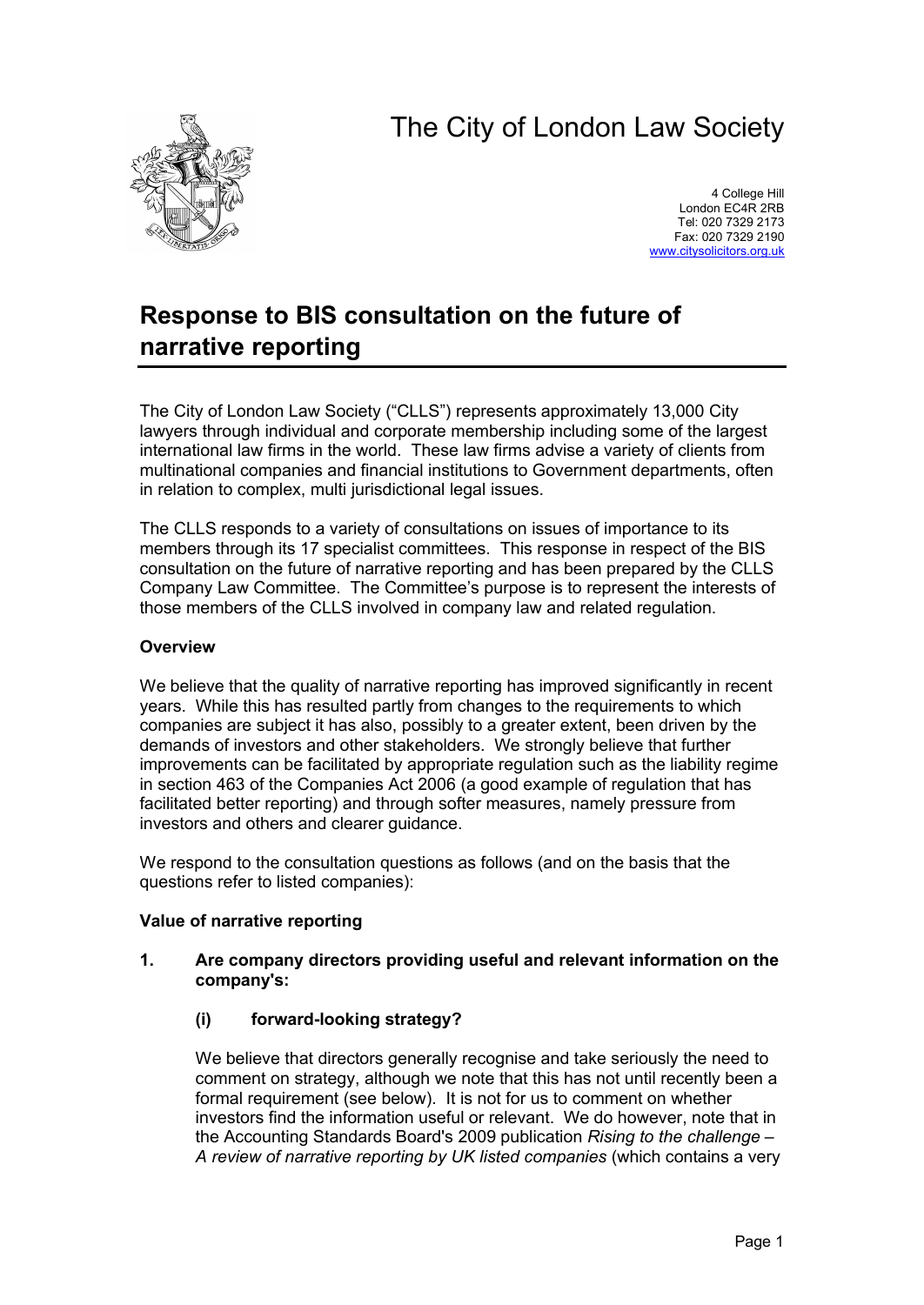# The City of London Law Society

4 College Hill
London EC4R 2RB
Tel: 020 7329 2173
Fax: 020 7329 2190
www.citysolicitors.org.uk

## Response to BIS consultation on the future of narrative reporting

The City of London Law Society ("CLLS") represents approximately 13,000 City lawyers through individual and corporate membership including some of the largest international law firms in the world. These law firms advise a variety of clients from multinational companies and financial institutions to Government departments, often in relation to complex, multi jurisdictional legal issues.

The CLLS responds to a variety of consultations on issues of importance to its members through its 17 specialist committees. This response in respect of the BIS consultation on the future of narrative reporting and has been prepared by the CLLS Company Law Committee. The Committee's purpose is to represent the interests of those members of the CLLS involved in company law and related regulation.

**Overview**

We believe that the quality of narrative reporting has improved significantly in recent years. While this has resulted partly from changes to the requirements to which companies are subject it has also, possibly to a greater extent, been driven by the demands of investors and other stakeholders. We strongly believe that further improvements can be facilitated by appropriate regulation such as the liability regime in section 463 of the Companies Act 2006 (a good example of regulation that has facilitated better reporting) and through softer measures, namely pressure from investors and others and clearer guidance.

We respond to the consultation questions as follows (and on the basis that the questions refer to listed companies):

**Value of narrative reporting**

1. **Are company directors providing useful and relevant information on the company's:**

   **(i) forward-looking strategy?**

   We believe that directors generally recognise and take seriously the need to comment on strategy, although we note that this has not until recently been a formal requirement (see below). It is not for us to comment on whether investors find the information useful or relevant. We do however, note that in the Accounting Standards Board's 2009 publication *Rising to the challenge – A review of narrative reporting by UK listed companies* (which contains a very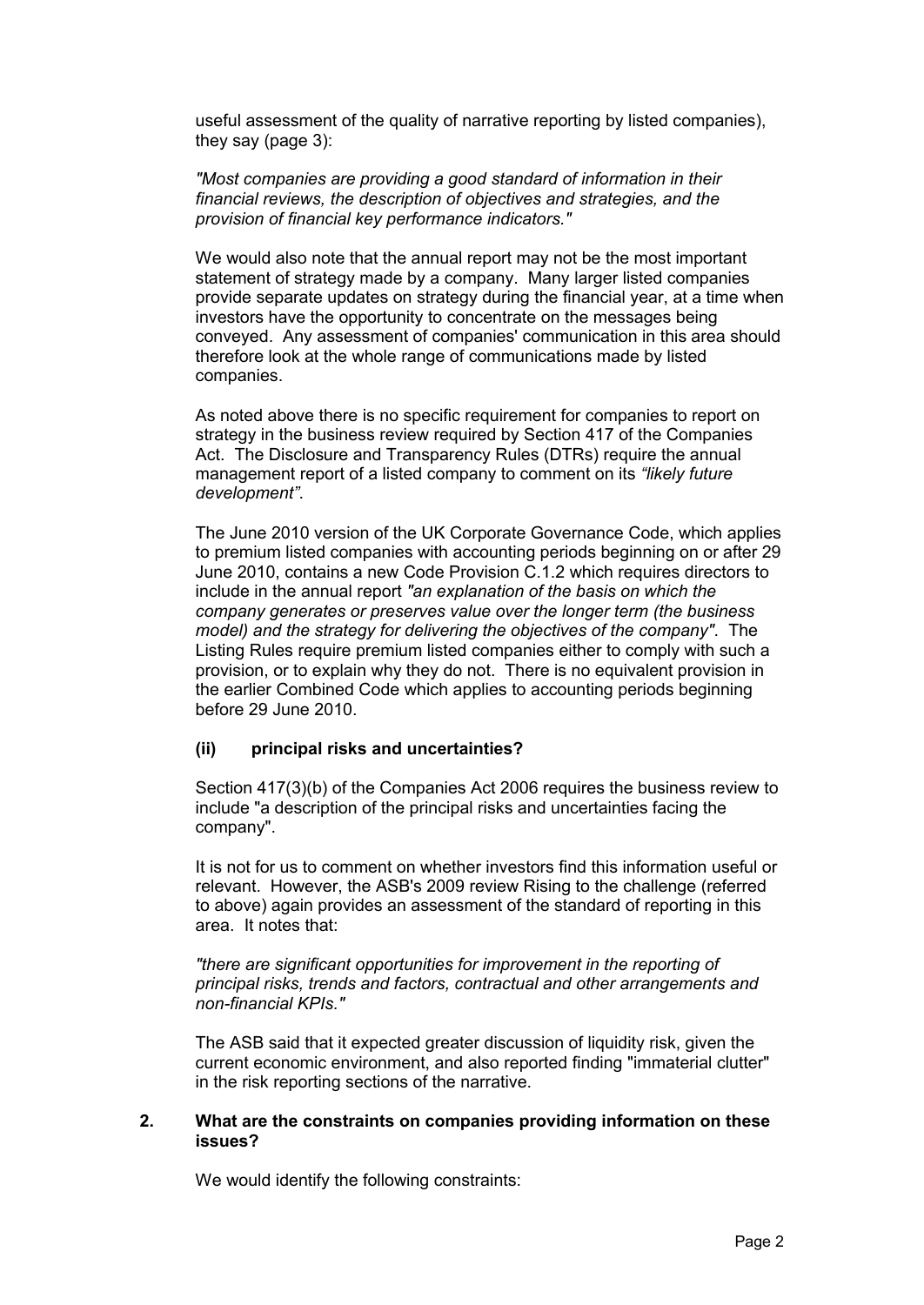useful assessment of the quality of narrative reporting by listed companies), they say (page 3):

*"Most companies are providing a good standard of information in their financial reviews, the description of objectives and strategies, and the provision of financial key performance indicators."*

We would also note that the annual report may not be the most important statement of strategy made by a company. Many larger listed companies provide separate updates on strategy during the financial year, at a time when investors have the opportunity to concentrate on the messages being conveyed. Any assessment of companies' communication in this area should therefore look at the whole range of communications made by listed companies.

As noted above there is no specific requirement for companies to report on strategy in the business review required by Section 417 of the Companies Act. The Disclosure and Transparency Rules (DTRs) require the annual management report of a listed company to comment on its *"likely future development"*.

The June 2010 version of the UK Corporate Governance Code, which applies to premium listed companies with accounting periods beginning on or after 29 June 2010, contains a new Code Provision C.1.2 which requires directors to include in the annual report *"an explanation of the basis on which the company generates or preserves value over the longer term (the business model) and the strategy for delivering the objectives of the company"*. The Listing Rules require premium listed companies either to comply with such a provision, or to explain why they do not. There is no equivalent provision in the earlier Combined Code which applies to accounting periods beginning before 29 June 2010.

**(ii) principal risks and uncertainties?**

Section 417(3)(b) of the Companies Act 2006 requires the business review to include "a description of the principal risks and uncertainties facing the company".

It is not for us to comment on whether investors find this information useful or relevant. However, the ASB's 2009 review Rising to the challenge (referred to above) again provides an assessment of the standard of reporting in this area. It notes that:

*"there are significant opportunities for improvement in the reporting of principal risks, trends and factors, contractual and other arrangements and non-financial KPIs."*

The ASB said that it expected greater discussion of liquidity risk, given the current economic environment, and also reported finding "immaterial clutter" in the risk reporting sections of the narrative.

**2. What are the constraints on companies providing information on these issues?**

We would identify the following constraints: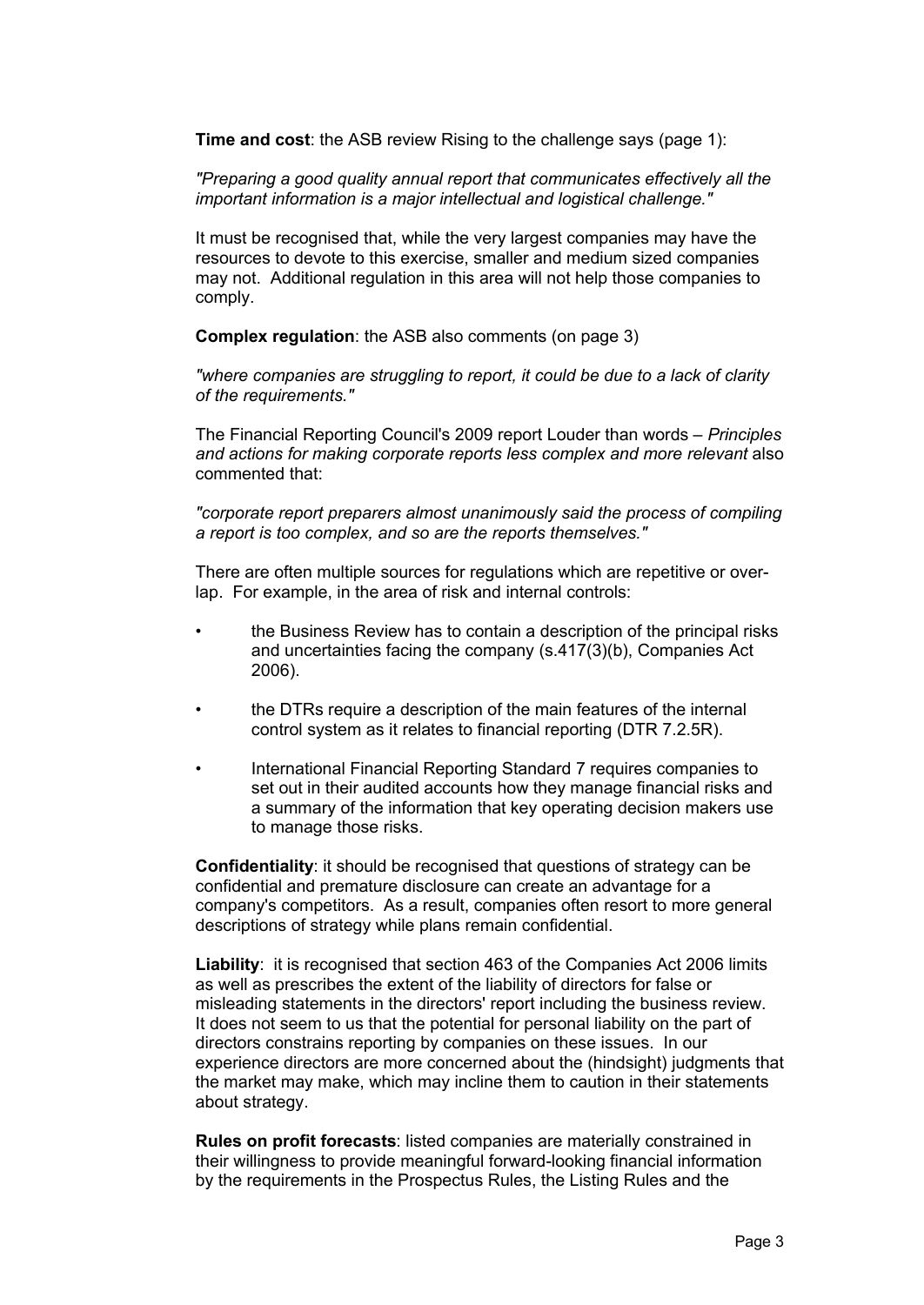**Time and cost**: the ASB review Rising to the challenge says (page 1):

*"Preparing a good quality annual report that communicates effectively all the important information is a major intellectual and logistical challenge."*

It must be recognised that, while the very largest companies may have the resources to devote to this exercise, smaller and medium sized companies may not. Additional regulation in this area will not help those companies to comply.

**Complex regulation**: the ASB also comments (on page 3)

*"where companies are struggling to report, it could be due to a lack of clarity of the requirements."*

The Financial Reporting Council's 2009 report Louder than words – *Principles and actions for making corporate reports less complex and more relevant* also commented that:

*"corporate report preparers almost unanimously said the process of compiling a report is too complex, and so are the reports themselves."*

There are often multiple sources for regulations which are repetitive or over-lap. For example, in the area of risk and internal controls:

- the Business Review has to contain a description of the principal risks and uncertainties facing the company (s.417(3)(b), Companies Act 2006).
- the DTRs require a description of the main features of the internal control system as it relates to financial reporting (DTR 7.2.5R).
- International Financial Reporting Standard 7 requires companies to set out in their audited accounts how they manage financial risks and a summary of the information that key operating decision makers use to manage those risks.

**Confidentiality**: it should be recognised that questions of strategy can be confidential and premature disclosure can create an advantage for a company's competitors. As a result, companies often resort to more general descriptions of strategy while plans remain confidential.

**Liability**: it is recognised that section 463 of the Companies Act 2006 limits as well as prescribes the extent of the liability of directors for false or misleading statements in the directors' report including the business review. It does not seem to us that the potential for personal liability on the part of directors constrains reporting by companies on these issues. In our experience directors are more concerned about the (hindsight) judgments that the market may make, which may incline them to caution in their statements about strategy.

**Rules on profit forecasts**: listed companies are materially constrained in their willingness to provide meaningful forward-looking financial information by the requirements in the Prospectus Rules, the Listing Rules and the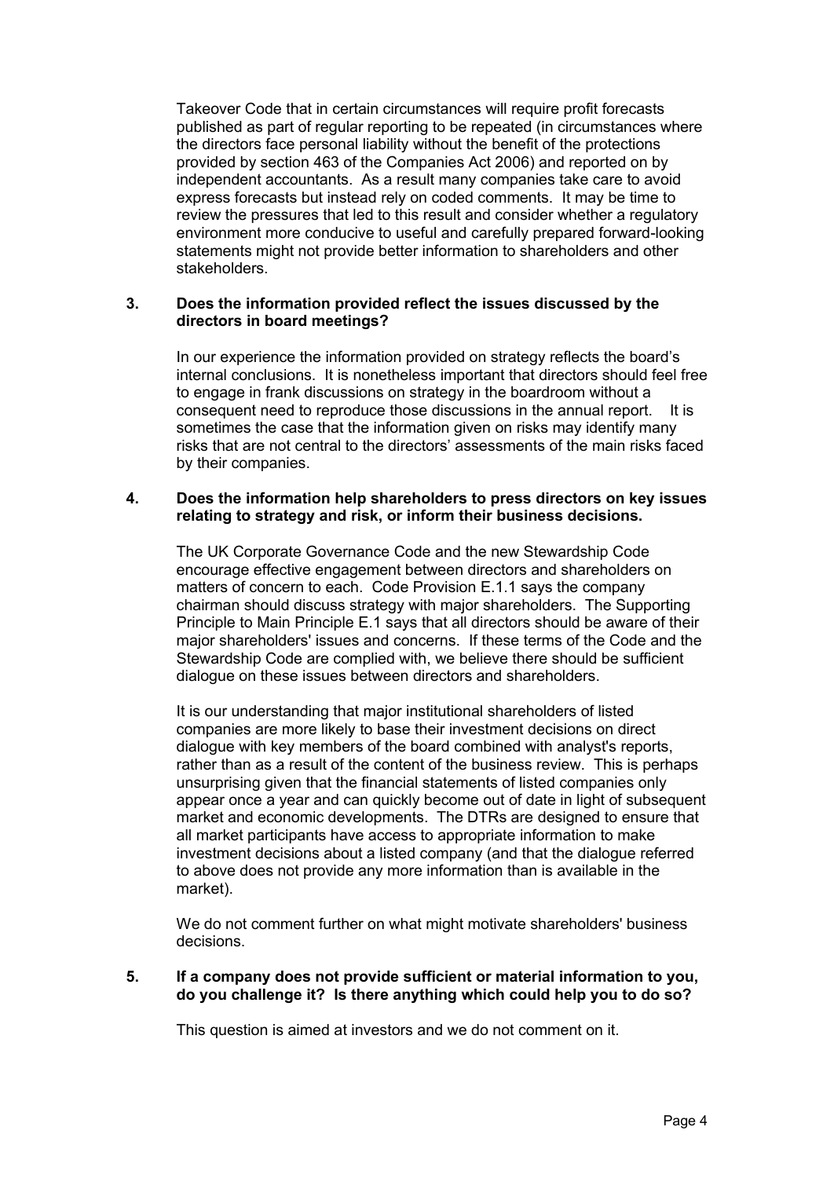Takeover Code that in certain circumstances will require profit forecasts published as part of regular reporting to be repeated (in circumstances where the directors face personal liability without the benefit of the protections provided by section 463 of the Companies Act 2006) and reported on by independent accountants. As a result many companies take care to avoid express forecasts but instead rely on coded comments. It may be time to review the pressures that led to this result and consider whether a regulatory environment more conducive to useful and carefully prepared forward-looking statements might not provide better information to shareholders and other stakeholders.

**3. Does the information provided reflect the issues discussed by the directors in board meetings?**

In our experience the information provided on strategy reflects the board's internal conclusions. It is nonetheless important that directors should feel free to engage in frank discussions on strategy in the boardroom without a consequent need to reproduce those discussions in the annual report. It is sometimes the case that the information given on risks may identify many risks that are not central to the directors' assessments of the main risks faced by their companies.

**4. Does the information help shareholders to press directors on key issues relating to strategy and risk, or inform their business decisions.**

The UK Corporate Governance Code and the new Stewardship Code encourage effective engagement between directors and shareholders on matters of concern to each. Code Provision E.1.1 says the company chairman should discuss strategy with major shareholders. The Supporting Principle to Main Principle E.1 says that all directors should be aware of their major shareholders' issues and concerns. If these terms of the Code and the Stewardship Code are complied with, we believe there should be sufficient dialogue on these issues between directors and shareholders.

It is our understanding that major institutional shareholders of listed companies are more likely to base their investment decisions on direct dialogue with key members of the board combined with analyst's reports, rather than as a result of the content of the business review. This is perhaps unsurprising given that the financial statements of listed companies only appear once a year and can quickly become out of date in light of subsequent market and economic developments. The DTRs are designed to ensure that all market participants have access to appropriate information to make investment decisions about a listed company (and that the dialogue referred to above does not provide any more information than is available in the market).

We do not comment further on what might motivate shareholders' business decisions.

**5. If a company does not provide sufficient or material information to you, do you challenge it? Is there anything which could help you to do so?**

This question is aimed at investors and we do not comment on it.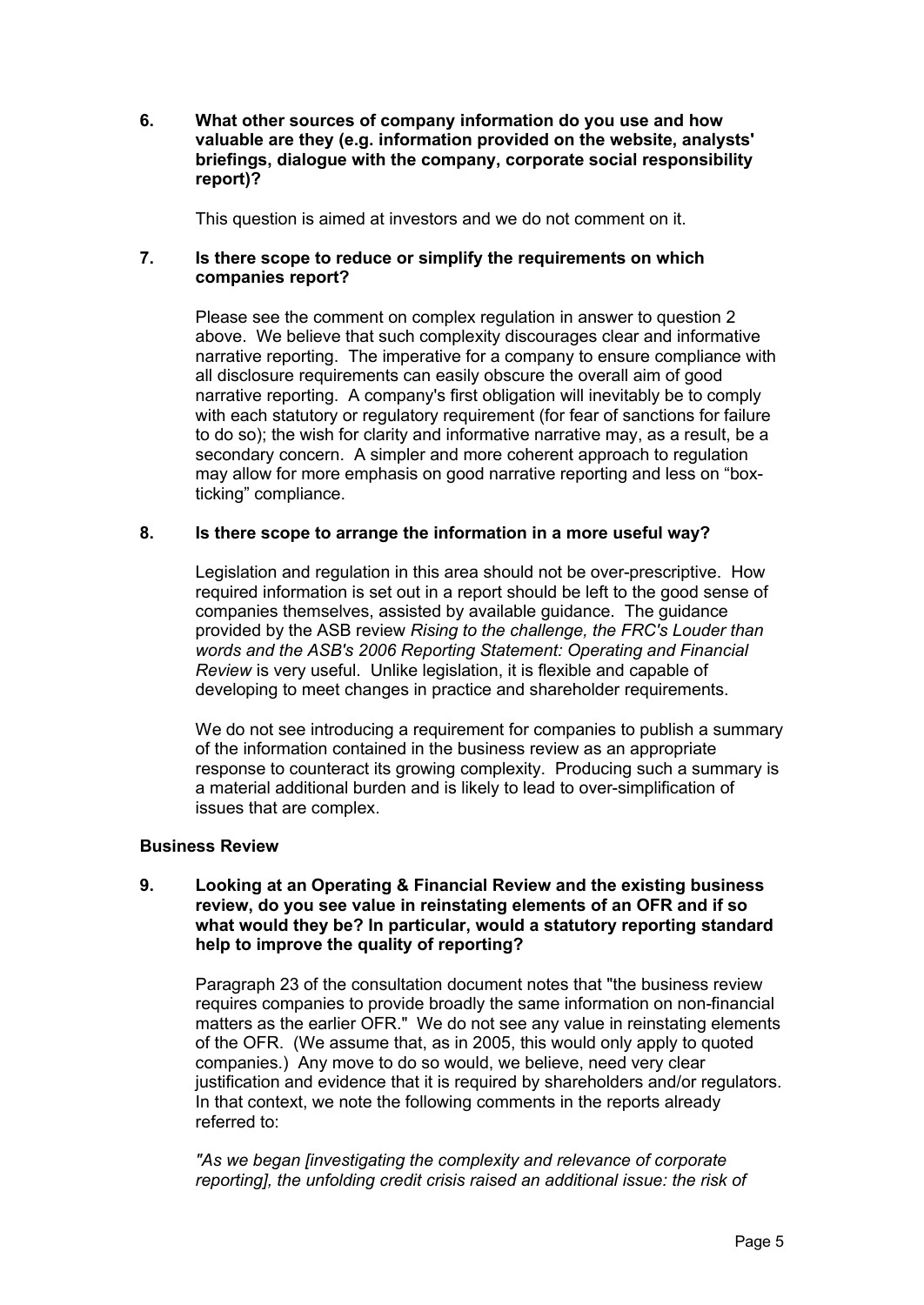**6. What other sources of company information do you use and how valuable are they (e.g. information provided on the website, analysts' briefings, dialogue with the company, corporate social responsibility report)?**

This question is aimed at investors and we do not comment on it.

**7. Is there scope to reduce or simplify the requirements on which companies report?**

Please see the comment on complex regulation in answer to question 2 above. We believe that such complexity discourages clear and informative narrative reporting. The imperative for a company to ensure compliance with all disclosure requirements can easily obscure the overall aim of good narrative reporting. A company's first obligation will inevitably be to comply with each statutory or regulatory requirement (for fear of sanctions for failure to do so); the wish for clarity and informative narrative may, as a result, be a secondary concern. A simpler and more coherent approach to regulation may allow for more emphasis on good narrative reporting and less on "box-ticking" compliance.

**8. Is there scope to arrange the information in a more useful way?**

Legislation and regulation in this area should not be over-prescriptive. How required information is set out in a report should be left to the good sense of companies themselves, assisted by available guidance. The guidance provided by the ASB review *Rising to the challenge, the FRC's Louder than words and the ASB's 2006 Reporting Statement: Operating and Financial Review* is very useful. Unlike legislation, it is flexible and capable of developing to meet changes in practice and shareholder requirements.

We do not see introducing a requirement for companies to publish a summary of the information contained in the business review as an appropriate response to counteract its growing complexity. Producing such a summary is a material additional burden and is likely to lead to over-simplification of issues that are complex.

**Business Review**

**9. Looking at an Operating & Financial Review and the existing business review, do you see value in reinstating elements of an OFR and if so what would they be? In particular, would a statutory reporting standard help to improve the quality of reporting?**

Paragraph 23 of the consultation document notes that "the business review requires companies to provide broadly the same information on non-financial matters as the earlier OFR." We do not see any value in reinstating elements of the OFR. (We assume that, as in 2005, this would only apply to quoted companies.) Any move to do so would, we believe, need very clear justification and evidence that it is required by shareholders and/or regulators. In that context, we note the following comments in the reports already referred to:

*"As we began [investigating the complexity and relevance of corporate reporting], the unfolding credit crisis raised an additional issue: the risk of*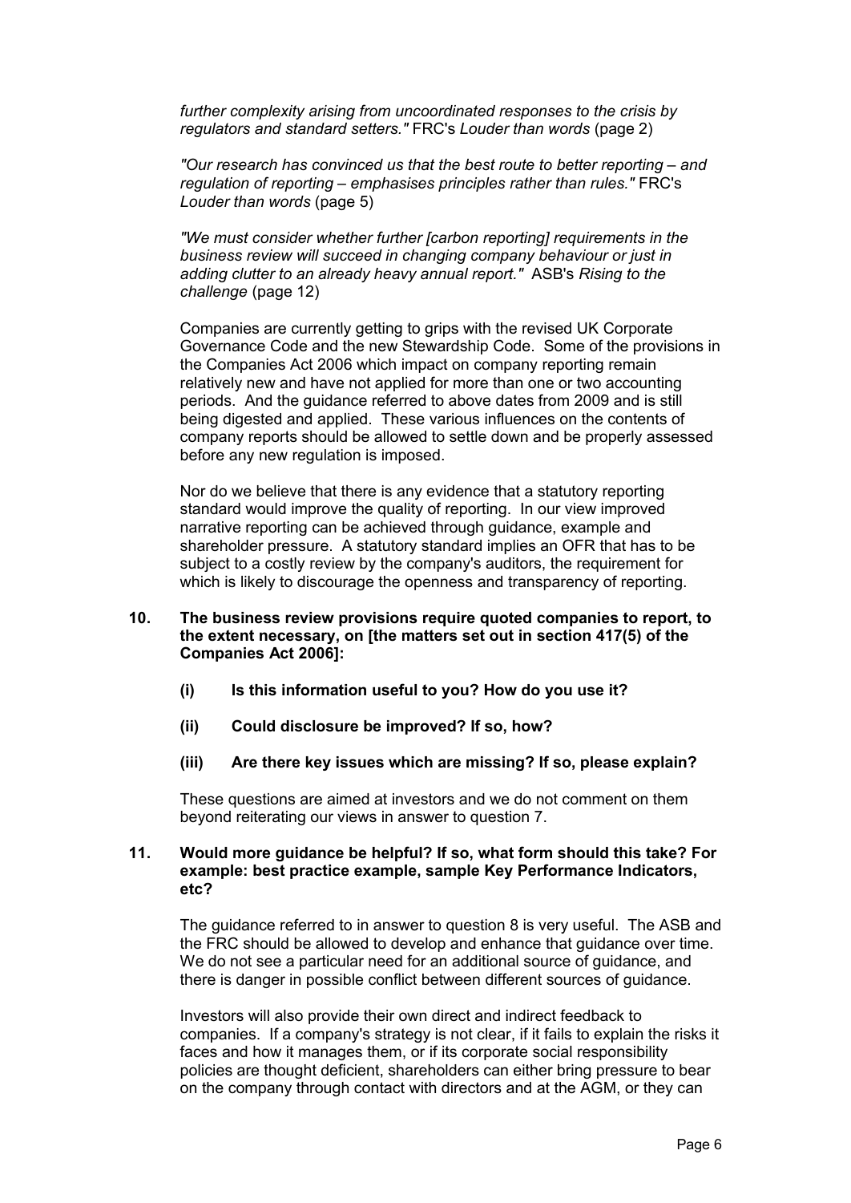*further complexity arising from uncoordinated responses to the crisis by regulators and standard setters."* FRC's *Louder than words* (page 2)

*"Our research has convinced us that the best route to better reporting – and regulation of reporting – emphasises principles rather than rules."* FRC's *Louder than words* (page 5)

*"We must consider whether further [carbon reporting] requirements in the business review will succeed in changing company behaviour or just in adding clutter to an already heavy annual report."* ASB's *Rising to the challenge* (page 12)

Companies are currently getting to grips with the revised UK Corporate Governance Code and the new Stewardship Code. Some of the provisions in the Companies Act 2006 which impact on company reporting remain relatively new and have not applied for more than one or two accounting periods. And the guidance referred to above dates from 2009 and is still being digested and applied. These various influences on the contents of company reports should be allowed to settle down and be properly assessed before any new regulation is imposed.

Nor do we believe that there is any evidence that a statutory reporting standard would improve the quality of reporting. In our view improved narrative reporting can be achieved through guidance, example and shareholder pressure. A statutory standard implies an OFR that has to be subject to a costly review by the company's auditors, the requirement for which is likely to discourage the openness and transparency of reporting.

**10. The business review provisions require quoted companies to report, to the extent necessary, on [the matters set out in section 417(5) of the Companies Act 2006]:**

**(i) Is this information useful to you? How do you use it?**

**(ii) Could disclosure be improved? If so, how?**

**(iii) Are there key issues which are missing? If so, please explain?**

These questions are aimed at investors and we do not comment on them beyond reiterating our views in answer to question 7.

**11. Would more guidance be helpful? If so, what form should this take? For example: best practice example, sample Key Performance Indicators, etc?**

The guidance referred to in answer to question 8 is very useful. The ASB and the FRC should be allowed to develop and enhance that guidance over time. We do not see a particular need for an additional source of guidance, and there is danger in possible conflict between different sources of guidance.

Investors will also provide their own direct and indirect feedback to companies. If a company's strategy is not clear, if it fails to explain the risks it faces and how it manages them, or if its corporate social responsibility policies are thought deficient, shareholders can either bring pressure to bear on the company through contact with directors and at the AGM, or they can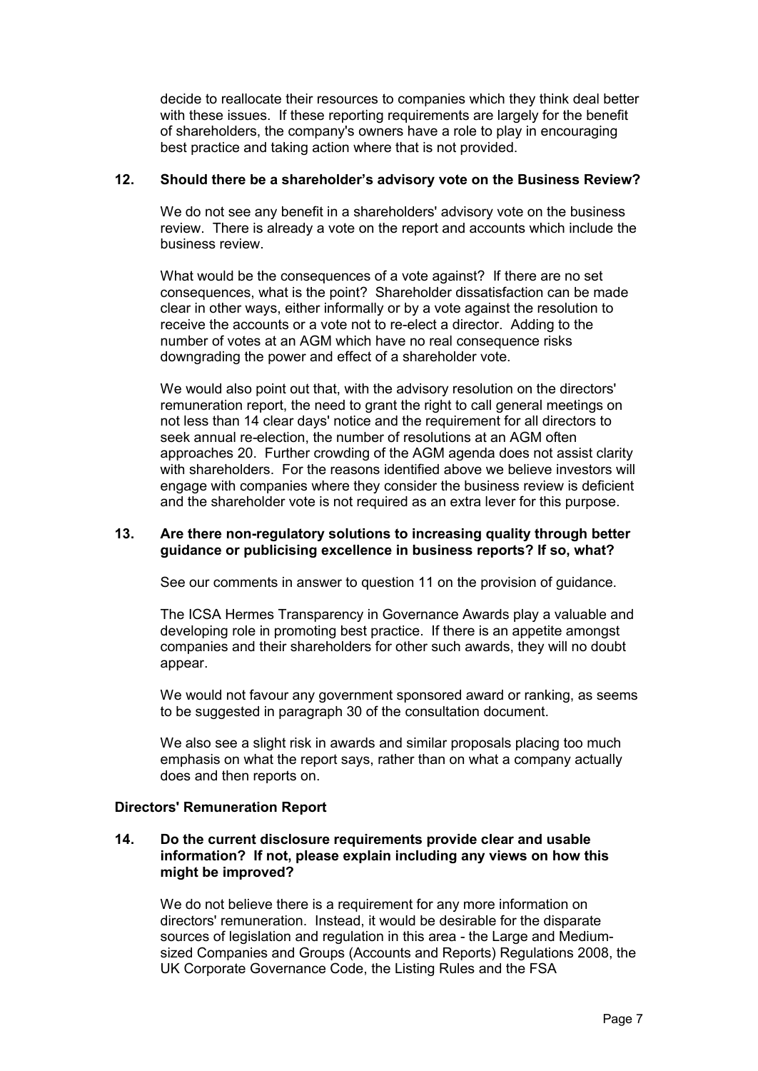decide to reallocate their resources to companies which they think deal better with these issues. If these reporting requirements are largely for the benefit of shareholders, the company's owners have a role to play in encouraging best practice and taking action where that is not provided.

**12. Should there be a shareholder's advisory vote on the Business Review?**

We do not see any benefit in a shareholders' advisory vote on the business review. There is already a vote on the report and accounts which include the business review.

What would be the consequences of a vote against? If there are no set consequences, what is the point? Shareholder dissatisfaction can be made clear in other ways, either informally or by a vote against the resolution to receive the accounts or a vote not to re-elect a director. Adding to the number of votes at an AGM which have no real consequence risks downgrading the power and effect of a shareholder vote.

We would also point out that, with the advisory resolution on the directors' remuneration report, the need to grant the right to call general meetings on not less than 14 clear days' notice and the requirement for all directors to seek annual re-election, the number of resolutions at an AGM often approaches 20. Further crowding of the AGM agenda does not assist clarity with shareholders. For the reasons identified above we believe investors will engage with companies where they consider the business review is deficient and the shareholder vote is not required as an extra lever for this purpose.

**13. Are there non-regulatory solutions to increasing quality through better guidance or publicising excellence in business reports? If so, what?**

See our comments in answer to question 11 on the provision of guidance.

The ICSA Hermes Transparency in Governance Awards play a valuable and developing role in promoting best practice. If there is an appetite amongst companies and their shareholders for other such awards, they will no doubt appear.

We would not favour any government sponsored award or ranking, as seems to be suggested in paragraph 30 of the consultation document.

We also see a slight risk in awards and similar proposals placing too much emphasis on what the report says, rather than on what a company actually does and then reports on.

**Directors' Remuneration Report**

**14. Do the current disclosure requirements provide clear and usable information? If not, please explain including any views on how this might be improved?**

We do not believe there is a requirement for any more information on directors' remuneration. Instead, it would be desirable for the disparate sources of legislation and regulation in this area - the Large and Medium-sized Companies and Groups (Accounts and Reports) Regulations 2008, the UK Corporate Governance Code, the Listing Rules and the FSA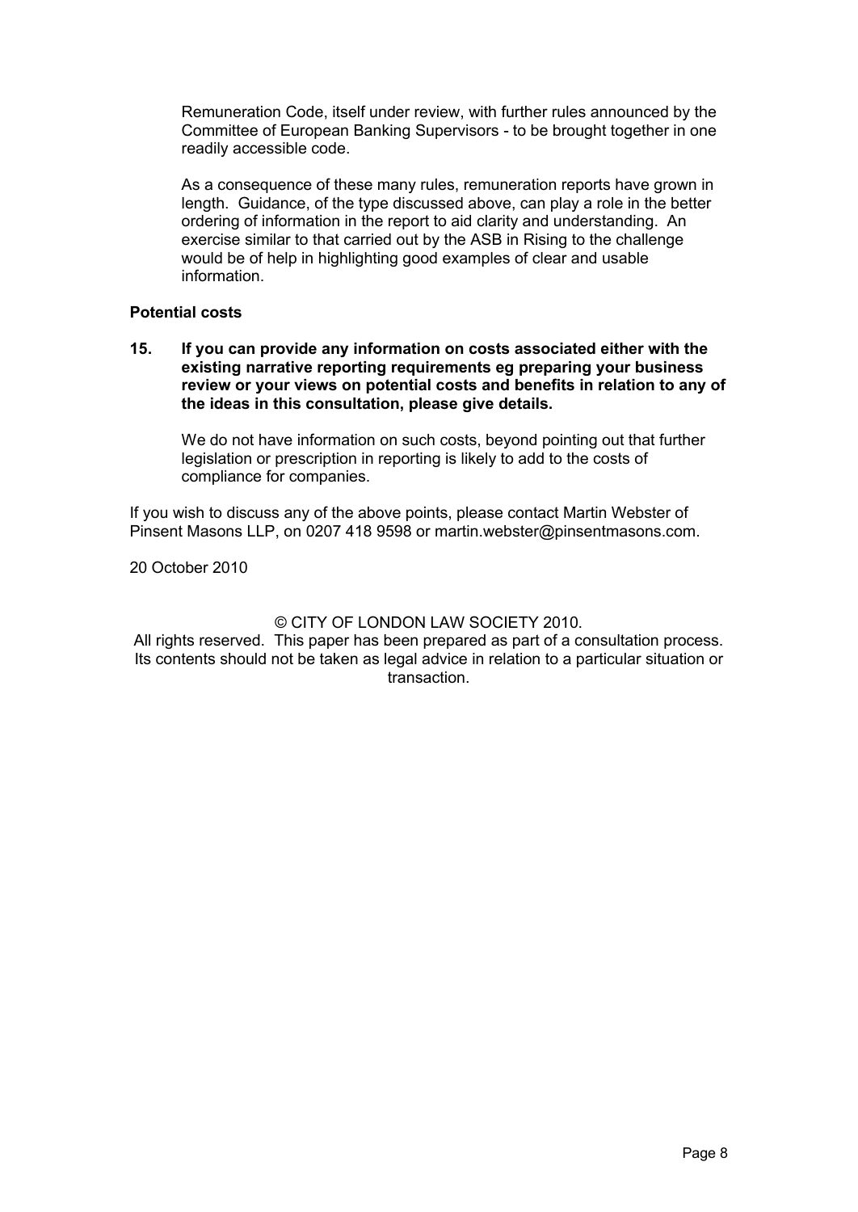Remuneration Code, itself under review, with further rules announced by the Committee of European Banking Supervisors - to be brought together in one readily accessible code.

As a consequence of these many rules, remuneration reports have grown in length. Guidance, of the type discussed above, can play a role in the better ordering of information in the report to aid clarity and understanding. An exercise similar to that carried out by the ASB in Rising to the challenge would be of help in highlighting good examples of clear and usable information.

**Potential costs**

**15. If you can provide any information on costs associated either with the existing narrative reporting requirements eg preparing your business review or your views on potential costs and benefits in relation to any of the ideas in this consultation, please give details.**

We do not have information on such costs, beyond pointing out that further legislation or prescription in reporting is likely to add to the costs of compliance for companies.

If you wish to discuss any of the above points, please contact Martin Webster of Pinsent Masons LLP, on 0207 418 9598 or martin.webster@pinsentmasons.com.

20 October 2010

© CITY OF LONDON LAW SOCIETY 2010.
All rights reserved. This paper has been prepared as part of a consultation process. Its contents should not be taken as legal advice in relation to a particular situation or transaction.